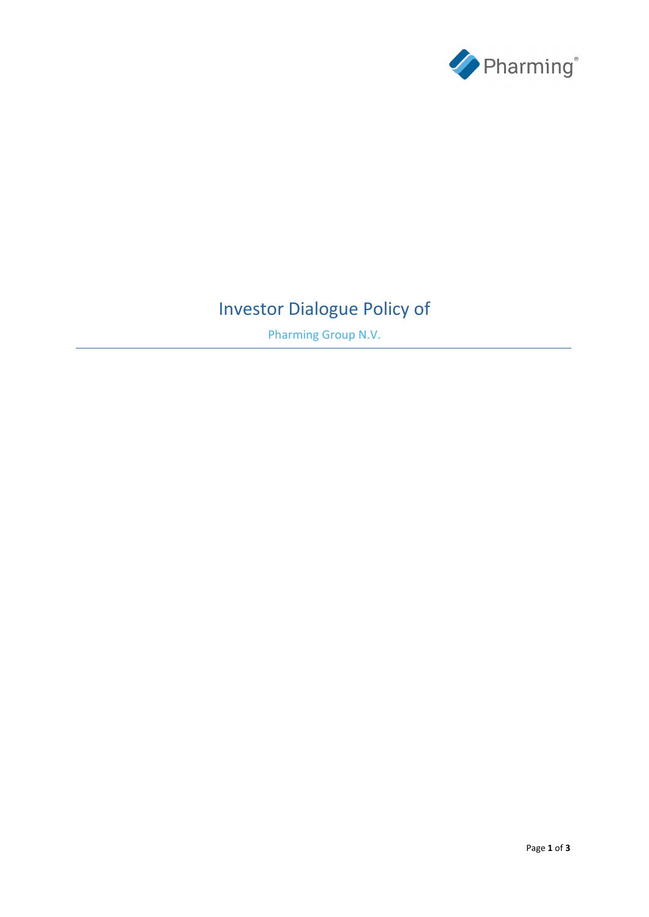# Investor Dialogue Policy of

Pharming Group N.V.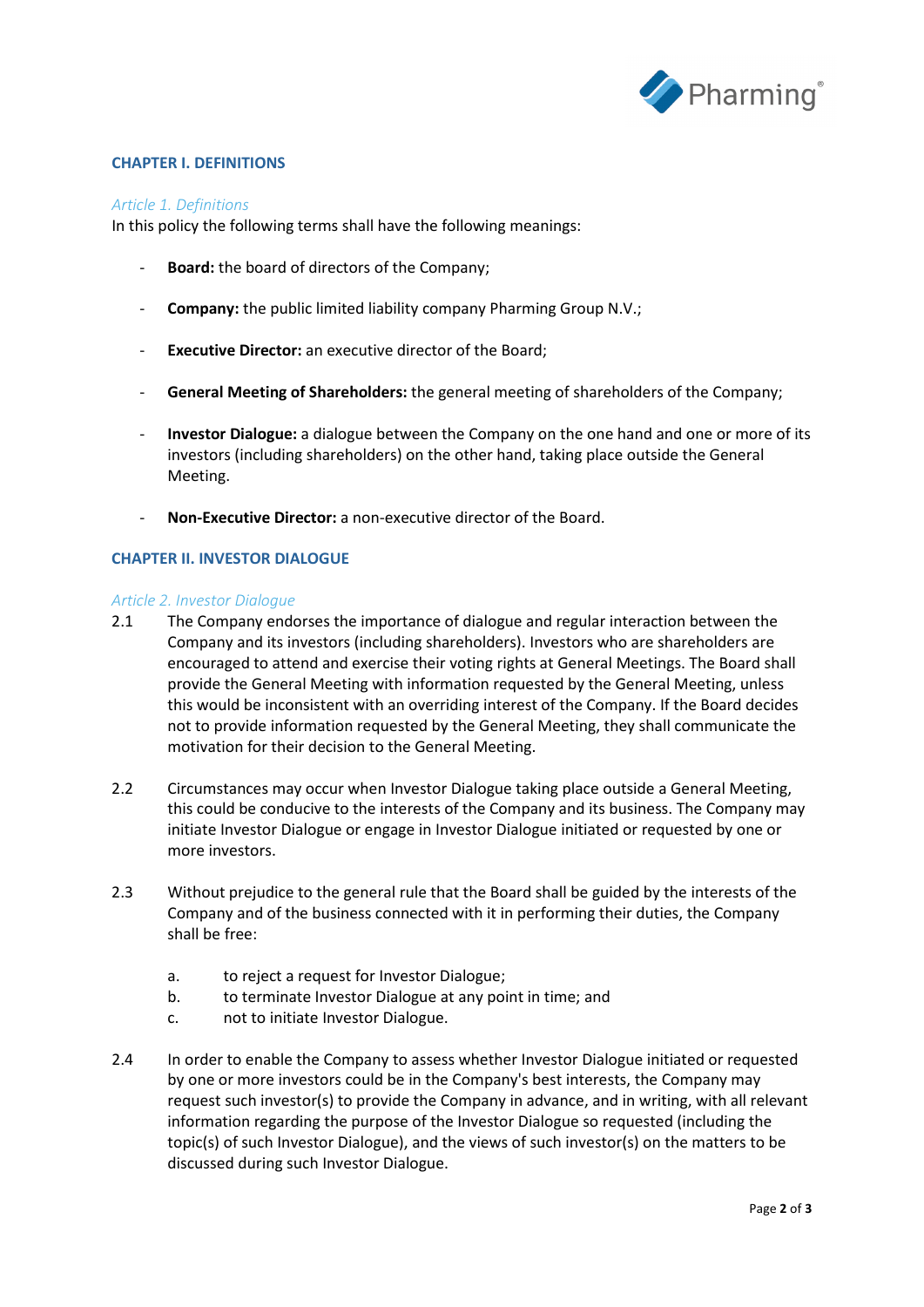## CHAPTER I. DEFINITIONS

*Article 1. Definitions*

In this policy the following terms shall have the following meanings:

- **Board:** the board of directors of the Company;
- **Company:** the public limited liability company Pharming Group N.V.;
- **Executive Director:** an executive director of the Board;
- **General Meeting of Shareholders:** the general meeting of shareholders of the Company;
- **Investor Dialogue:** a dialogue between the Company on the one hand and one or more of its investors (including shareholders) on the other hand, taking place outside the General Meeting.
- **Non-Executive Director:** a non-executive director of the Board.

## CHAPTER II. INVESTOR DIALOGUE

*Article 2. Investor Dialogue*

2.1 The Company endorses the importance of dialogue and regular interaction between the Company and its investors (including shareholders). Investors who are shareholders are encouraged to attend and exercise their voting rights at General Meetings. The Board shall provide the General Meeting with information requested by the General Meeting, unless this would be inconsistent with an overriding interest of the Company. If the Board decides not to provide information requested by the General Meeting, they shall communicate the motivation for their decision to the General Meeting.

2.2 Circumstances may occur when Investor Dialogue taking place outside a General Meeting, this could be conducive to the interests of the Company and its business. The Company may initiate Investor Dialogue or engage in Investor Dialogue initiated or requested by one or more investors.

2.3 Without prejudice to the general rule that the Board shall be guided by the interests of the Company and of the business connected with it in performing their duties, the Company shall be free:

a. to reject a request for Investor Dialogue;
b. to terminate Investor Dialogue at any point in time; and
c. not to initiate Investor Dialogue.

2.4 In order to enable the Company to assess whether Investor Dialogue initiated or requested by one or more investors could be in the Company's best interests, the Company may request such investor(s) to provide the Company in advance, and in writing, with all relevant information regarding the purpose of the Investor Dialogue so requested (including the topic(s) of such Investor Dialogue), and the views of such investor(s) on the matters to be discussed during such Investor Dialogue.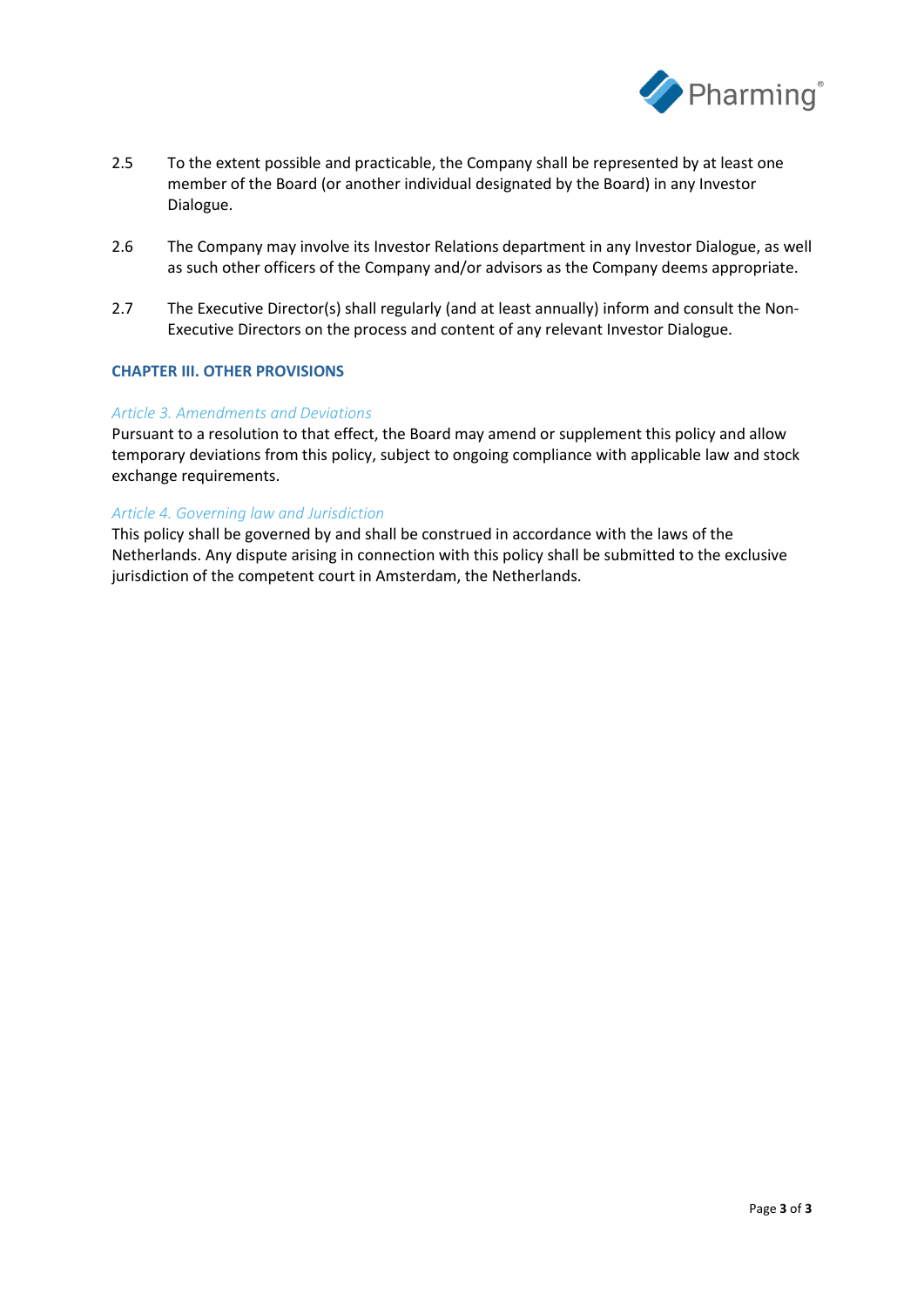2.5 To the extent possible and practicable, the Company shall be represented by at least one member of the Board (or another individual designated by the Board) in any Investor Dialogue.

2.6 The Company may involve its Investor Relations department in any Investor Dialogue, as well as such other officers of the Company and/or advisors as the Company deems appropriate.

2.7 The Executive Director(s) shall regularly (and at least annually) inform and consult the Non-Executive Directors on the process and content of any relevant Investor Dialogue.

## CHAPTER III. OTHER PROVISIONS

### *Article 3. Amendments and Deviations*

Pursuant to a resolution to that effect, the Board may amend or supplement this policy and allow temporary deviations from this policy, subject to ongoing compliance with applicable law and stock exchange requirements.

### *Article 4. Governing law and Jurisdiction*

This policy shall be governed by and shall be construed in accordance with the laws of the Netherlands. Any dispute arising in connection with this policy shall be submitted to the exclusive jurisdiction of the competent court in Amsterdam, the Netherlands.